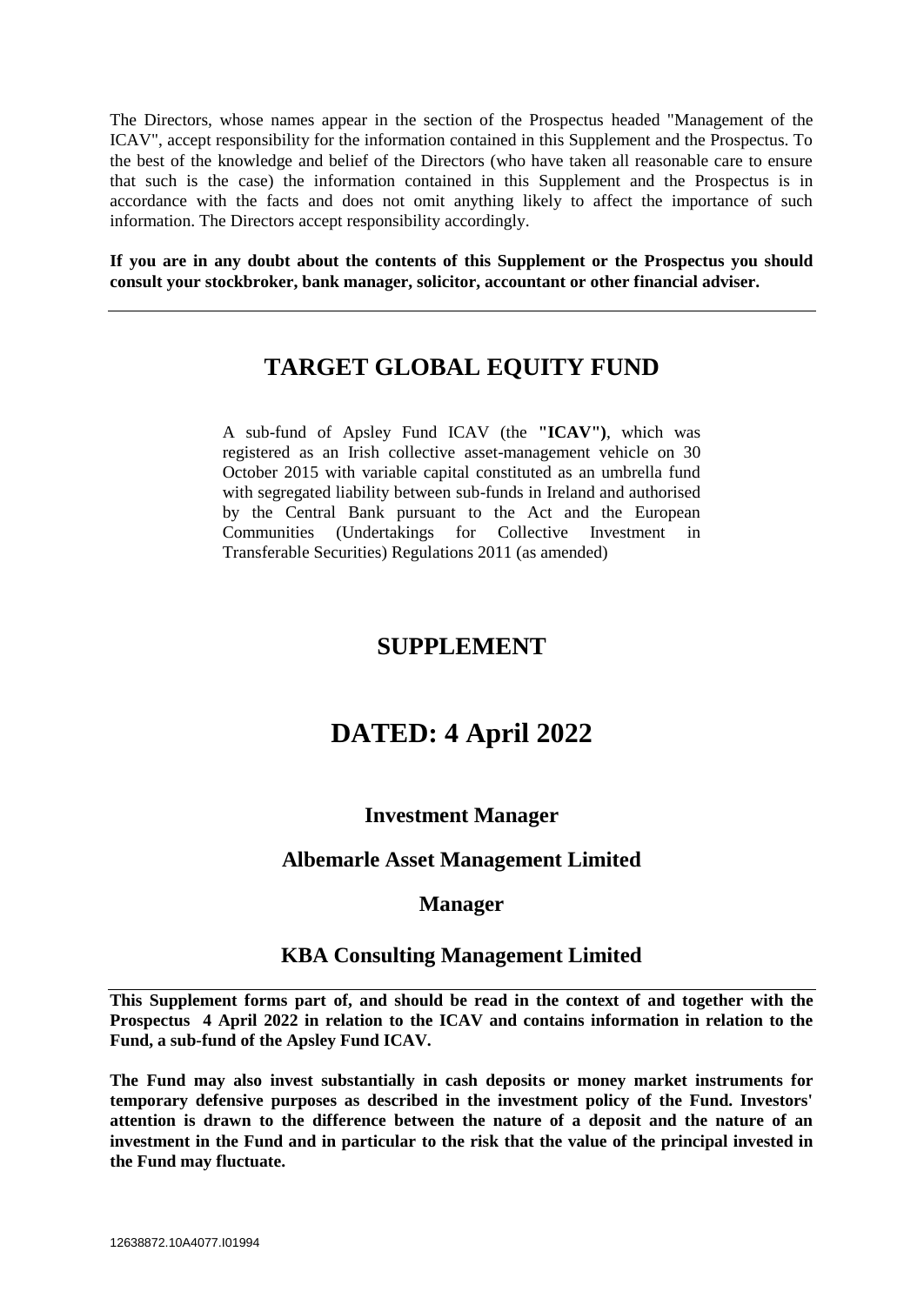The Directors, whose names appear in the section of the Prospectus headed "Management of the ICAV", accept responsibility for the information contained in this Supplement and the Prospectus. To the best of the knowledge and belief of the Directors (who have taken all reasonable care to ensure that such is the case) the information contained in this Supplement and the Prospectus is in accordance with the facts and does not omit anything likely to affect the importance of such information. The Directors accept responsibility accordingly.

**If you are in any doubt about the contents of this Supplement or the Prospectus you should consult your stockbroker, bank manager, solicitor, accountant or other financial adviser.**

---

# TARGET GLOBAL EQUITY FUND

A sub-fund of Apsley Fund ICAV (the **"ICAV")**, which was registered as an Irish collective asset-management vehicle on 30 October 2015 with variable capital constituted as an umbrella fund with segregated liability between sub-funds in Ireland and authorised by the Central Bank pursuant to the Act and the European Communities (Undertakings for Collective Investment in Transferable Securities) Regulations 2011 (as amended)

## SUPPLEMENT

# DATED: 4 April 2022

### Investment Manager

### Albemarle Asset Management Limited

### Manager

### KBA Consulting Management Limited

---

**This Supplement forms part of, and should be read in the context of and together with the Prospectus 4 April 2022 in relation to the ICAV and contains information in relation to the Fund, a sub-fund of the Apsley Fund ICAV.**

**The Fund may also invest substantially in cash deposits or money market instruments for temporary defensive purposes as described in the investment policy of the Fund. Investors' attention is drawn to the difference between the nature of a deposit and the nature of an investment in the Fund and in particular to the risk that the value of the principal invested in the Fund may fluctuate.**

12638872.10A4077.I01994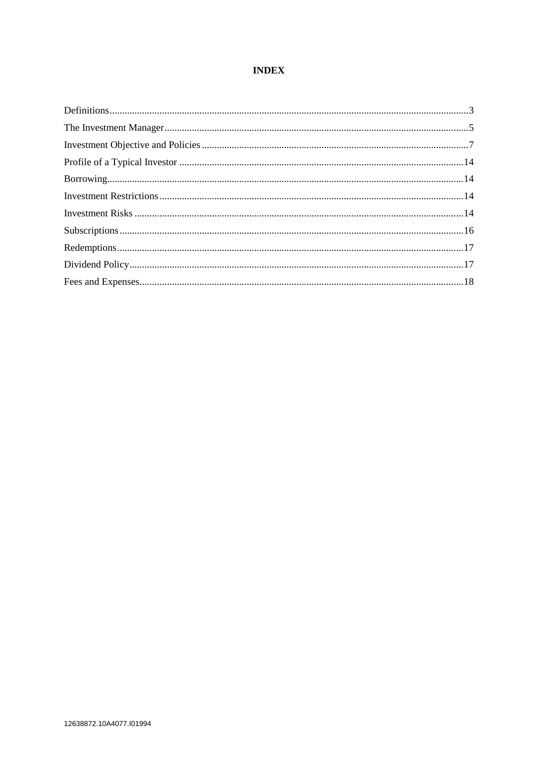# INDEX

Definitions..................................................................................................3
The Investment Manager...............................................................................5
Investment Objective and Policies..................................................................7
Profile of a Typical Investor..........................................................................14
Borrowing.....................................................................................................14
Investment Restrictions.................................................................................14
Investment Risks..........................................................................................14
Subscriptions................................................................................................16
Redemptions.................................................................................................17
Dividend Policy.............................................................................................17
Fees and Expenses........................................................................................18

12638872.10A4077.I01994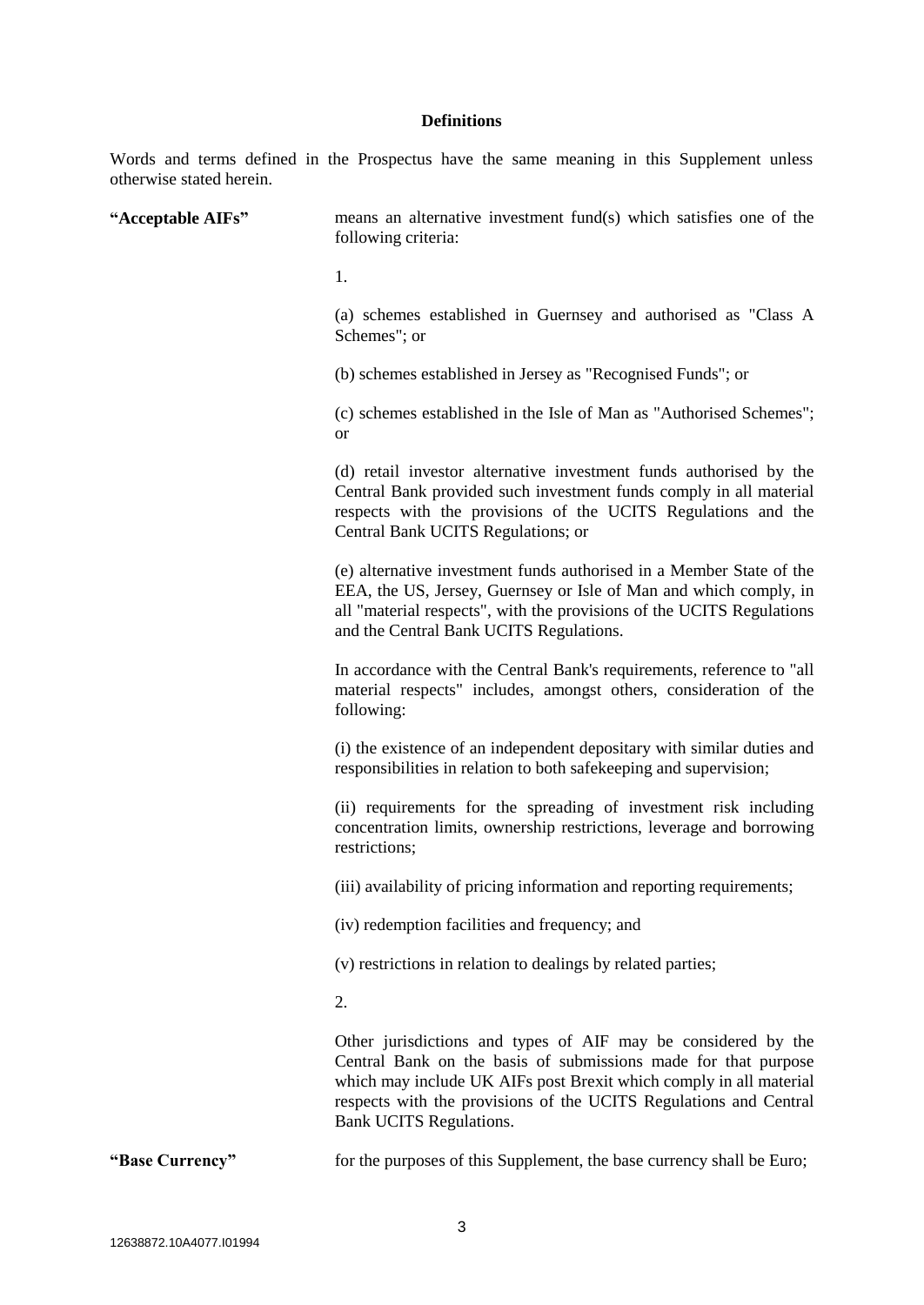## Definitions

Words and terms defined in the Prospectus have the same meaning in this Supplement unless otherwise stated herein.

**"Acceptable AIFs"** means an alternative investment fund(s) which satisfies one of the following criteria:

1.

(a) schemes established in Guernsey and authorised as "Class A Schemes"; or

(b) schemes established in Jersey as "Recognised Funds"; or

(c) schemes established in the Isle of Man as "Authorised Schemes"; or

(d) retail investor alternative investment funds authorised by the Central Bank provided such investment funds comply in all material respects with the provisions of the UCITS Regulations and the Central Bank UCITS Regulations; or

(e) alternative investment funds authorised in a Member State of the EEA, the US, Jersey, Guernsey or Isle of Man and which comply, in all "material respects", with the provisions of the UCITS Regulations and the Central Bank UCITS Regulations.

In accordance with the Central Bank's requirements, reference to "all material respects" includes, amongst others, consideration of the following:

(i) the existence of an independent depositary with similar duties and responsibilities in relation to both safekeeping and supervision;

(ii) requirements for the spreading of investment risk including concentration limits, ownership restrictions, leverage and borrowing restrictions;

(iii) availability of pricing information and reporting requirements;

(iv) redemption facilities and frequency; and

(v) restrictions in relation to dealings by related parties;

2.

Other jurisdictions and types of AIF may be considered by the Central Bank on the basis of submissions made for that purpose which may include UK AIFs post Brexit which comply in all material respects with the provisions of the UCITS Regulations and Central Bank UCITS Regulations.

**"Base Currency"** for the purposes of this Supplement, the base currency shall be Euro;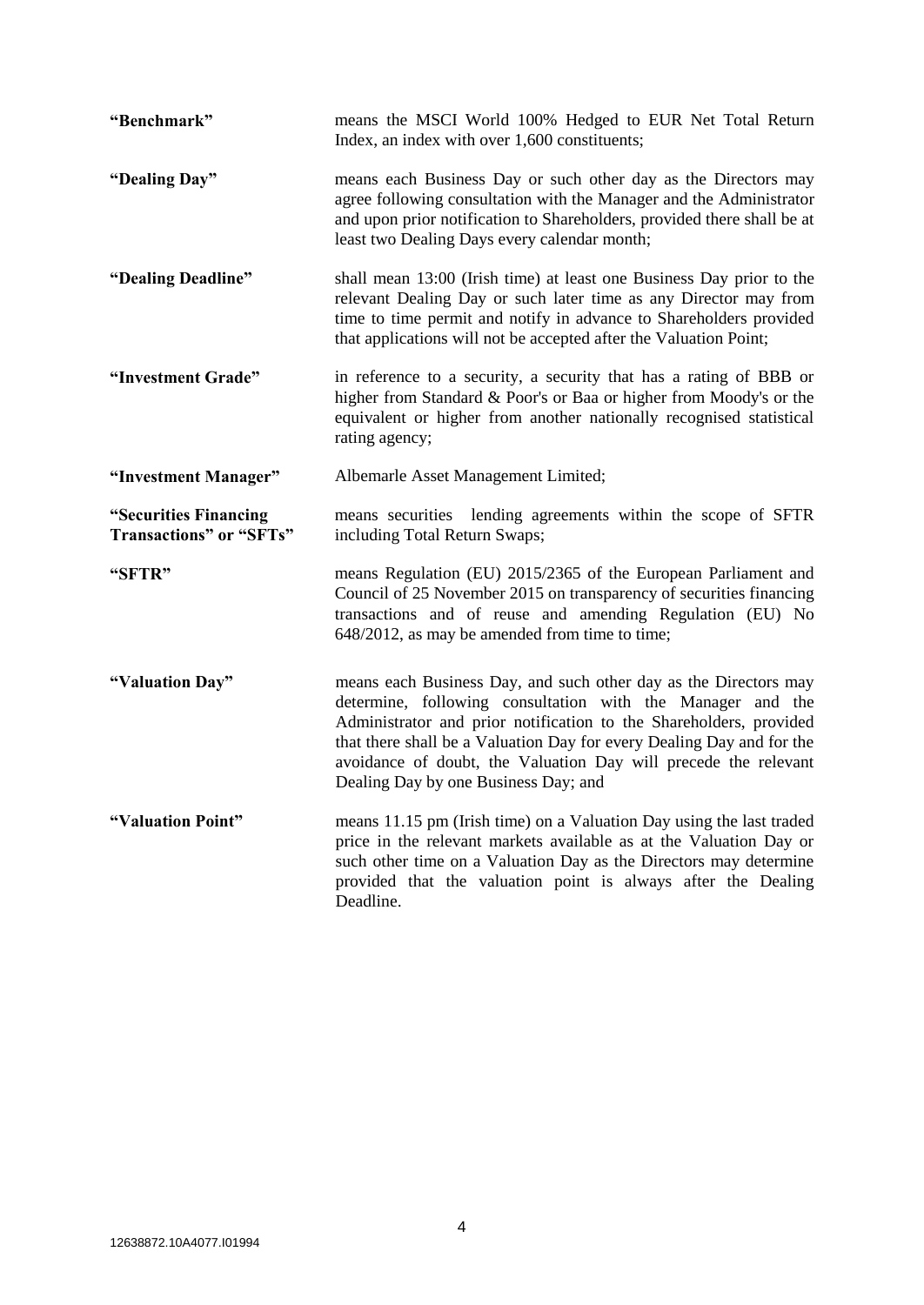| | |
|---|---|
| **"Benchmark"** | means the MSCI World 100% Hedged to EUR Net Total Return Index, an index with over 1,600 constituents; |
| **"Dealing Day"** | means each Business Day or such other day as the Directors may agree following consultation with the Manager and the Administrator and upon prior notification to Shareholders, provided there shall be at least two Dealing Days every calendar month; |
| **"Dealing Deadline"** | shall mean 13:00 (Irish time) at least one Business Day prior to the relevant Dealing Day or such later time as any Director may from time to time permit and notify in advance to Shareholders provided that applications will not be accepted after the Valuation Point; |
| **"Investment Grade"** | in reference to a security, a security that has a rating of BBB or higher from Standard & Poor's or Baa or higher from Moody's or the equivalent or higher from another nationally recognised statistical rating agency; |
| **"Investment Manager"** | Albemarle Asset Management Limited; |
| **"Securities Financing Transactions" or "SFTs"** | means securities lending agreements within the scope of SFTR including Total Return Swaps; |
| **"SFTR"** | means Regulation (EU) 2015/2365 of the European Parliament and Council of 25 November 2015 on transparency of securities financing transactions and of reuse and amending Regulation (EU) No 648/2012, as may be amended from time to time; |
| **"Valuation Day"** | means each Business Day, and such other day as the Directors may determine, following consultation with the Manager and the Administrator and prior notification to the Shareholders, provided that there shall be a Valuation Day for every Dealing Day and for the avoidance of doubt, the Valuation Day will precede the relevant Dealing Day by one Business Day; and |
| **"Valuation Point"** | means 11.15 pm (Irish time) on a Valuation Day using the last traded price in the relevant markets available as at the Valuation Day or such other time on a Valuation Day as the Directors may determine provided that the valuation point is always after the Dealing Deadline. |

12638872.10A4077.I01994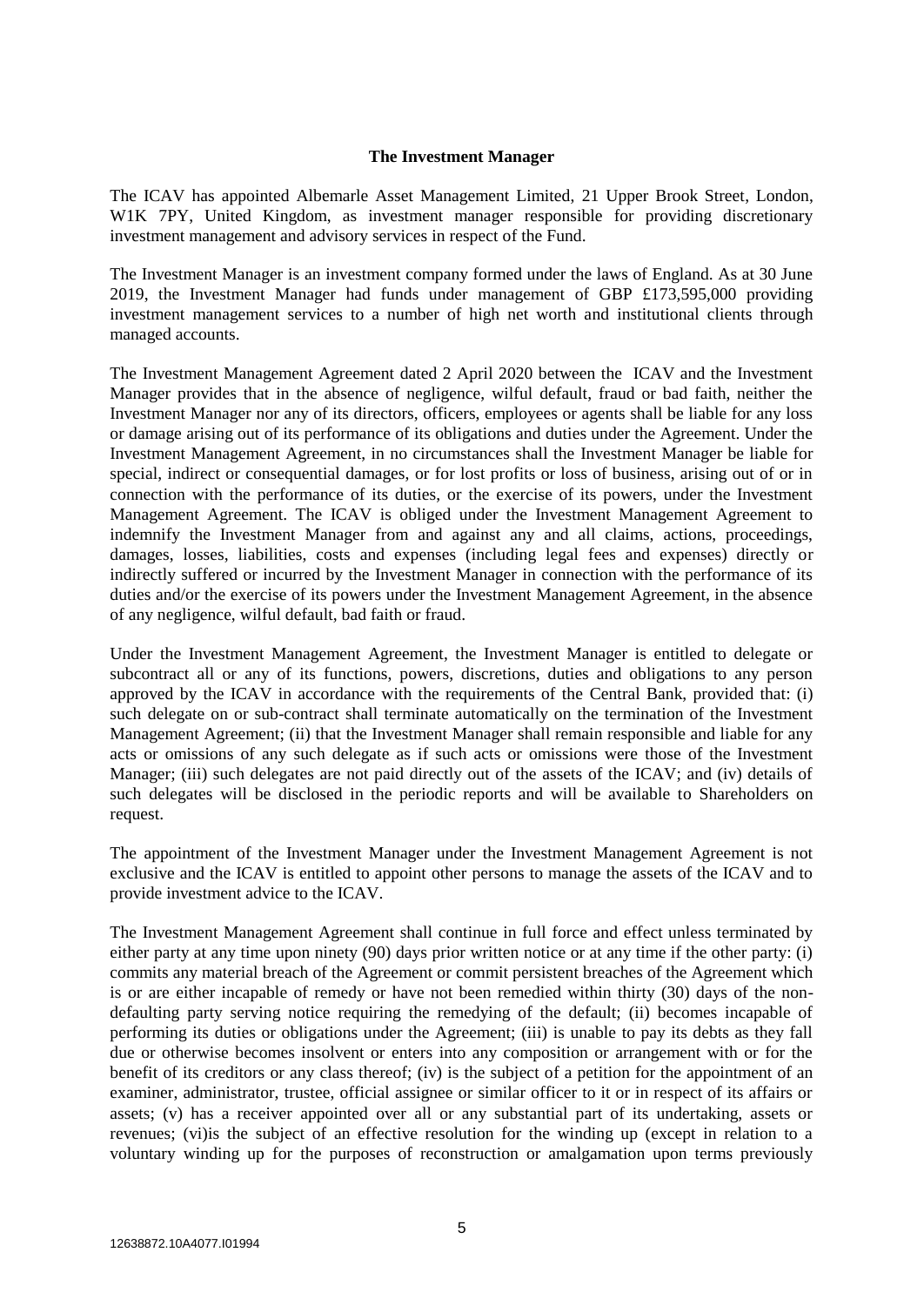**The Investment Manager**

The ICAV has appointed Albemarle Asset Management Limited, 21 Upper Brook Street, London, W1K 7PY, United Kingdom, as investment manager responsible for providing discretionary investment management and advisory services in respect of the Fund.

The Investment Manager is an investment company formed under the laws of England. As at 30 June 2019, the Investment Manager had funds under management of GBP £173,595,000 providing investment management services to a number of high net worth and institutional clients through managed accounts.

The Investment Management Agreement dated 2 April 2020 between the ICAV and the Investment Manager provides that in the absence of negligence, wilful default, fraud or bad faith, neither the Investment Manager nor any of its directors, officers, employees or agents shall be liable for any loss or damage arising out of its performance of its obligations and duties under the Agreement. Under the Investment Management Agreement, in no circumstances shall the Investment Manager be liable for special, indirect or consequential damages, or for lost profits or loss of business, arising out of or in connection with the performance of its duties, or the exercise of its powers, under the Investment Management Agreement. The ICAV is obliged under the Investment Management Agreement to indemnify the Investment Manager from and against any and all claims, actions, proceedings, damages, losses, liabilities, costs and expenses (including legal fees and expenses) directly or indirectly suffered or incurred by the Investment Manager in connection with the performance of its duties and/or the exercise of its powers under the Investment Management Agreement, in the absence of any negligence, wilful default, bad faith or fraud.

Under the Investment Management Agreement, the Investment Manager is entitled to delegate or subcontract all or any of its functions, powers, discretions, duties and obligations to any person approved by the ICAV in accordance with the requirements of the Central Bank, provided that: (i) such delegate on or sub-contract shall terminate automatically on the termination of the Investment Management Agreement; (ii) that the Investment Manager shall remain responsible and liable for any acts or omissions of any such delegate as if such acts or omissions were those of the Investment Manager; (iii) such delegates are not paid directly out of the assets of the ICAV; and (iv) details of such delegates will be disclosed in the periodic reports and will be available to Shareholders on request.

The appointment of the Investment Manager under the Investment Management Agreement is not exclusive and the ICAV is entitled to appoint other persons to manage the assets of the ICAV and to provide investment advice to the ICAV.

The Investment Management Agreement shall continue in full force and effect unless terminated by either party at any time upon ninety (90) days prior written notice or at any time if the other party: (i) commits any material breach of the Agreement or commit persistent breaches of the Agreement which is or are either incapable of remedy or have not been remedied within thirty (30) days of the non-defaulting party serving notice requiring the remedying of the default; (ii) becomes incapable of performing its duties or obligations under the Agreement; (iii) is unable to pay its debts as they fall due or otherwise becomes insolvent or enters into any composition or arrangement with or for the benefit of its creditors or any class thereof; (iv) is the subject of a petition for the appointment of an examiner, administrator, trustee, official assignee or similar officer to it or in respect of its affairs or assets; (v) has a receiver appointed over all or any substantial part of its undertaking, assets or revenues; (vi)is the subject of an effective resolution for the winding up (except in relation to a voluntary winding up for the purposes of reconstruction or amalgamation upon terms previously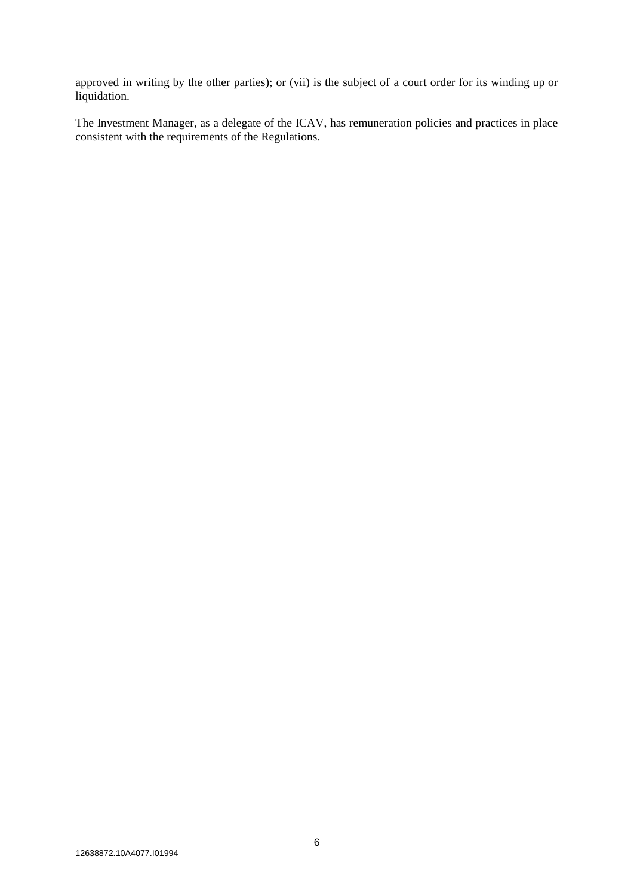approved in writing by the other parties); or (vii) is the subject of a court order for its winding up or liquidation.

The Investment Manager, as a delegate of the ICAV, has remuneration policies and practices in place consistent with the requirements of the Regulations.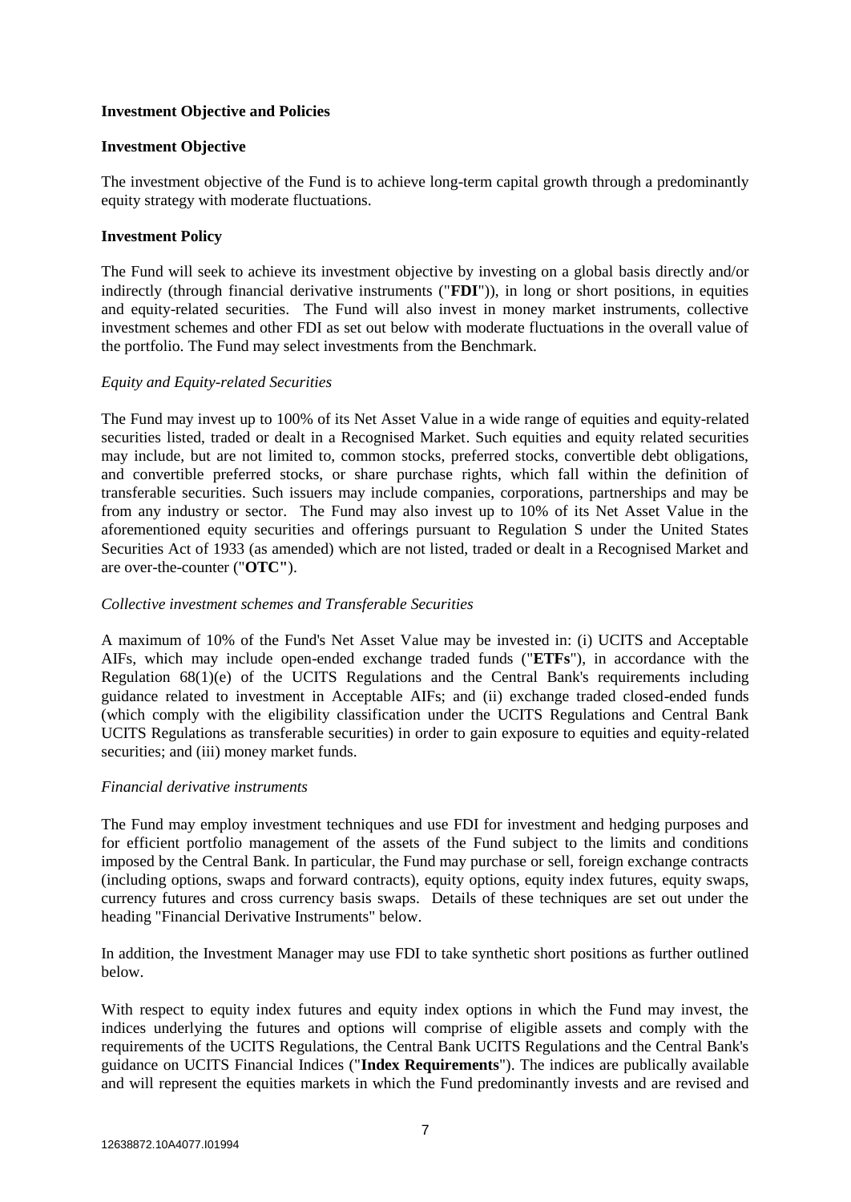**Investment Objective and Policies**

**Investment Objective**

The investment objective of the Fund is to achieve long-term capital growth through a predominantly equity strategy with moderate fluctuations.

**Investment Policy**

The Fund will seek to achieve its investment objective by investing on a global basis directly and/or indirectly (through financial derivative instruments ("**FDI**")), in long or short positions, in equities and equity-related securities. The Fund will also invest in money market instruments, collective investment schemes and other FDI as set out below with moderate fluctuations in the overall value of the portfolio. The Fund may select investments from the Benchmark.

*Equity and Equity-related Securities*

The Fund may invest up to 100% of its Net Asset Value in a wide range of equities and equity-related securities listed, traded or dealt in a Recognised Market. Such equities and equity related securities may include, but are not limited to, common stocks, preferred stocks, convertible debt obligations, and convertible preferred stocks, or share purchase rights, which fall within the definition of transferable securities. Such issuers may include companies, corporations, partnerships and may be from any industry or sector. The Fund may also invest up to 10% of its Net Asset Value in the aforementioned equity securities and offerings pursuant to Regulation S under the United States Securities Act of 1933 (as amended) which are not listed, traded or dealt in a Recognised Market and are over-the-counter ("**OTC"**).

*Collective investment schemes and Transferable Securities*

A maximum of 10% of the Fund's Net Asset Value may be invested in: (i) UCITS and Acceptable AIFs, which may include open-ended exchange traded funds ("**ETFs**"), in accordance with the Regulation 68(1)(e) of the UCITS Regulations and the Central Bank's requirements including guidance related to investment in Acceptable AIFs; and (ii) exchange traded closed-ended funds (which comply with the eligibility classification under the UCITS Regulations and Central Bank UCITS Regulations as transferable securities) in order to gain exposure to equities and equity-related securities; and (iii) money market funds.

*Financial derivative instruments*

The Fund may employ investment techniques and use FDI for investment and hedging purposes and for efficient portfolio management of the assets of the Fund subject to the limits and conditions imposed by the Central Bank. In particular, the Fund may purchase or sell, foreign exchange contracts (including options, swaps and forward contracts), equity options, equity index futures, equity swaps, currency futures and cross currency basis swaps. Details of these techniques are set out under the heading "Financial Derivative Instruments" below.

In addition, the Investment Manager may use FDI to take synthetic short positions as further outlined below.

With respect to equity index futures and equity index options in which the Fund may invest, the indices underlying the futures and options will comprise of eligible assets and comply with the requirements of the UCITS Regulations, the Central Bank UCITS Regulations and the Central Bank's guidance on UCITS Financial Indices ("**Index Requirements**"). The indices are publically available and will represent the equities markets in which the Fund predominantly invests and are revised and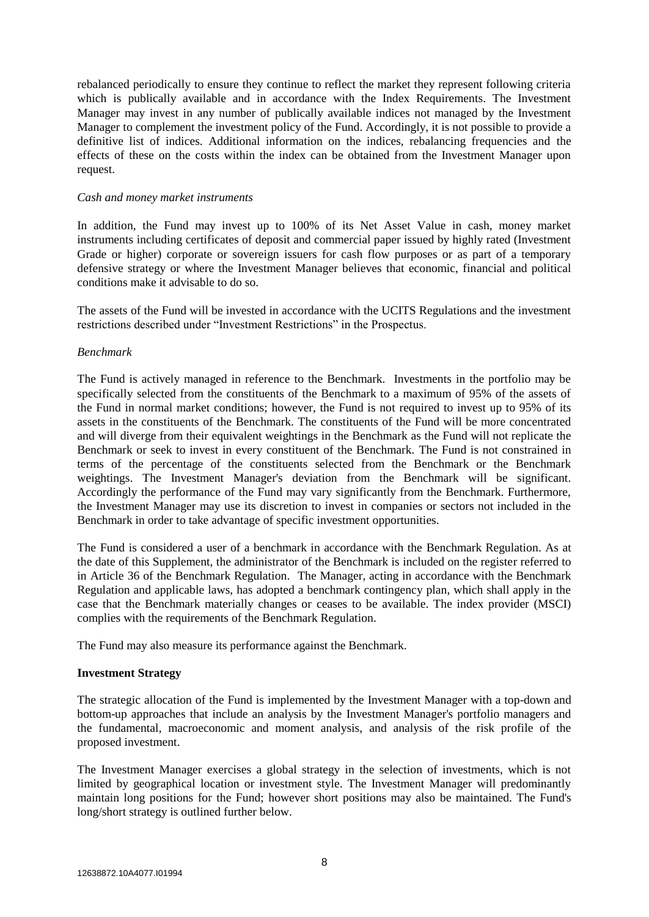rebalanced periodically to ensure they continue to reflect the market they represent following criteria which is publically available and in accordance with the Index Requirements. The Investment Manager may invest in any number of publically available indices not managed by the Investment Manager to complement the investment policy of the Fund. Accordingly, it is not possible to provide a definitive list of indices. Additional information on the indices, rebalancing frequencies and the effects of these on the costs within the index can be obtained from the Investment Manager upon request.

*Cash and money market instruments*

In addition, the Fund may invest up to 100% of its Net Asset Value in cash, money market instruments including certificates of deposit and commercial paper issued by highly rated (Investment Grade or higher) corporate or sovereign issuers for cash flow purposes or as part of a temporary defensive strategy or where the Investment Manager believes that economic, financial and political conditions make it advisable to do so.

The assets of the Fund will be invested in accordance with the UCITS Regulations and the investment restrictions described under "Investment Restrictions" in the Prospectus.

*Benchmark*

The Fund is actively managed in reference to the Benchmark. Investments in the portfolio may be specifically selected from the constituents of the Benchmark to a maximum of 95% of the assets of the Fund in normal market conditions; however, the Fund is not required to invest up to 95% of its assets in the constituents of the Benchmark. The constituents of the Fund will be more concentrated and will diverge from their equivalent weightings in the Benchmark as the Fund will not replicate the Benchmark or seek to invest in every constituent of the Benchmark. The Fund is not constrained in terms of the percentage of the constituents selected from the Benchmark or the Benchmark weightings. The Investment Manager's deviation from the Benchmark will be significant. Accordingly the performance of the Fund may vary significantly from the Benchmark. Furthermore, the Investment Manager may use its discretion to invest in companies or sectors not included in the Benchmark in order to take advantage of specific investment opportunities.

The Fund is considered a user of a benchmark in accordance with the Benchmark Regulation. As at the date of this Supplement, the administrator of the Benchmark is included on the register referred to in Article 36 of the Benchmark Regulation. The Manager, acting in accordance with the Benchmark Regulation and applicable laws, has adopted a benchmark contingency plan, which shall apply in the case that the Benchmark materially changes or ceases to be available. The index provider (MSCI) complies with the requirements of the Benchmark Regulation.

The Fund may also measure its performance against the Benchmark.

**Investment Strategy**

The strategic allocation of the Fund is implemented by the Investment Manager with a top-down and bottom-up approaches that include an analysis by the Investment Manager's portfolio managers and the fundamental, macroeconomic and moment analysis, and analysis of the risk profile of the proposed investment.

The Investment Manager exercises a global strategy in the selection of investments, which is not limited by geographical location or investment style. The Investment Manager will predominantly maintain long positions for the Fund; however short positions may also be maintained. The Fund's long/short strategy is outlined further below.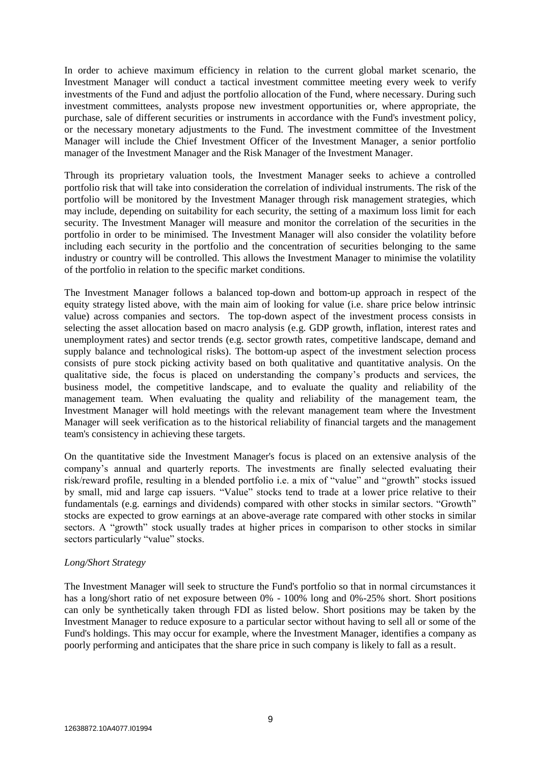In order to achieve maximum efficiency in relation to the current global market scenario, the Investment Manager will conduct a tactical investment committee meeting every week to verify investments of the Fund and adjust the portfolio allocation of the Fund, where necessary. During such investment committees, analysts propose new investment opportunities or, where appropriate, the purchase, sale of different securities or instruments in accordance with the Fund's investment policy, or the necessary monetary adjustments to the Fund. The investment committee of the Investment Manager will include the Chief Investment Officer of the Investment Manager, a senior portfolio manager of the Investment Manager and the Risk Manager of the Investment Manager.

Through its proprietary valuation tools, the Investment Manager seeks to achieve a controlled portfolio risk that will take into consideration the correlation of individual instruments. The risk of the portfolio will be monitored by the Investment Manager through risk management strategies, which may include, depending on suitability for each security, the setting of a maximum loss limit for each security. The Investment Manager will measure and monitor the correlation of the securities in the portfolio in order to be minimised. The Investment Manager will also consider the volatility before including each security in the portfolio and the concentration of securities belonging to the same industry or country will be controlled. This allows the Investment Manager to minimise the volatility of the portfolio in relation to the specific market conditions.

The Investment Manager follows a balanced top-down and bottom-up approach in respect of the equity strategy listed above, with the main aim of looking for value (i.e. share price below intrinsic value) across companies and sectors. The top-down aspect of the investment process consists in selecting the asset allocation based on macro analysis (e.g. GDP growth, inflation, interest rates and unemployment rates) and sector trends (e.g. sector growth rates, competitive landscape, demand and supply balance and technological risks). The bottom-up aspect of the investment selection process consists of pure stock picking activity based on both qualitative and quantitative analysis. On the qualitative side, the focus is placed on understanding the company's products and services, the business model, the competitive landscape, and to evaluate the quality and reliability of the management team. When evaluating the quality and reliability of the management team, the Investment Manager will hold meetings with the relevant management team where the Investment Manager will seek verification as to the historical reliability of financial targets and the management team's consistency in achieving these targets.

On the quantitative side the Investment Manager's focus is placed on an extensive analysis of the company's annual and quarterly reports. The investments are finally selected evaluating their risk/reward profile, resulting in a blended portfolio i.e. a mix of "value" and "growth" stocks issued by small, mid and large cap issuers. "Value" stocks tend to trade at a lower price relative to their fundamentals (e.g. earnings and dividends) compared with other stocks in similar sectors. "Growth" stocks are expected to grow earnings at an above-average rate compared with other stocks in similar sectors. A "growth" stock usually trades at higher prices in comparison to other stocks in similar sectors particularly "value" stocks.

*Long/Short Strategy*

The Investment Manager will seek to structure the Fund's portfolio so that in normal circumstances it has a long/short ratio of net exposure between 0% - 100% long and 0%-25% short. Short positions can only be synthetically taken through FDI as listed below. Short positions may be taken by the Investment Manager to reduce exposure to a particular sector without having to sell all or some of the Fund's holdings. This may occur for example, where the Investment Manager, identifies a company as poorly performing and anticipates that the share price in such company is likely to fall as a result.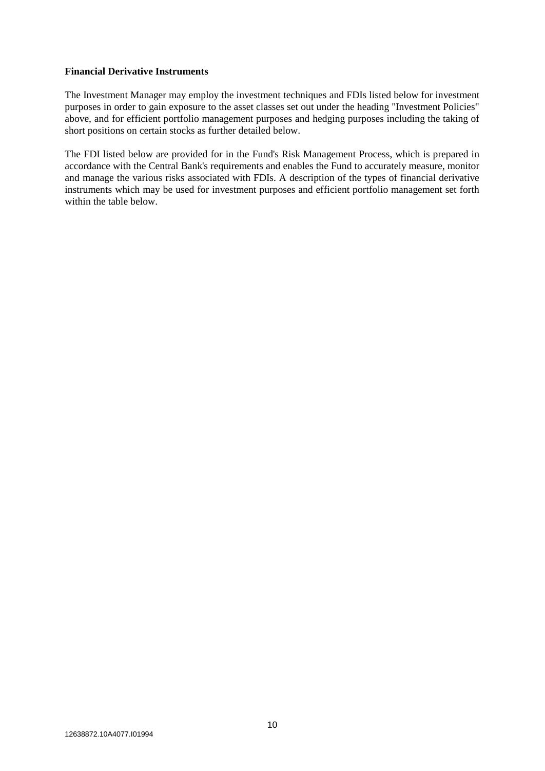**Financial Derivative Instruments**

The Investment Manager may employ the investment techniques and FDIs listed below for investment purposes in order to gain exposure to the asset classes set out under the heading "Investment Policies" above, and for efficient portfolio management purposes and hedging purposes including the taking of short positions on certain stocks as further detailed below.

The FDI listed below are provided for in the Fund's Risk Management Process, which is prepared in accordance with the Central Bank's requirements and enables the Fund to accurately measure, monitor and manage the various risks associated with FDIs. A description of the types of financial derivative instruments which may be used for investment purposes and efficient portfolio management set forth within the table below.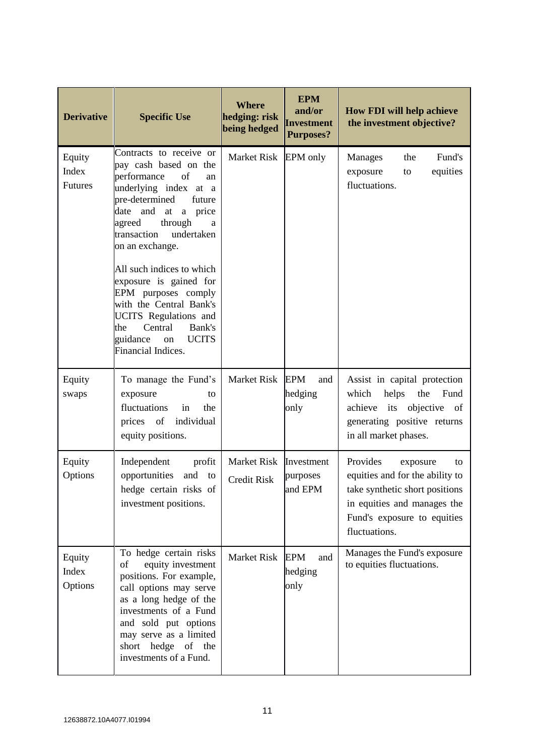| Derivative | Specific Use | Where hedging: risk being hedged | EPM and/or Investment Purposes? | How FDI will help achieve the investment objective? |
|---|---|---|---|---|
| Equity Index Futures | Contracts to receive or pay cash based on the performance of an underlying index at a pre-determined future date and at a price agreed through a transaction undertaken on an exchange.<br><br>All such indices to which exposure is gained for EPM purposes comply with the Central Bank's UCITS Regulations and the Central Bank's guidance on UCITS Financial Indices. | Market Risk | EPM only | Manages the Fund's exposure to equities fluctuations. |
| Equity swaps | To manage the Fund's exposure to fluctuations in the prices of individual equity positions. | Market Risk | EPM and hedging only | Assist in capital protection which helps the Fund achieve its objective of generating positive returns in all market phases. |
| Equity Options | Independent profit opportunities and to hedge certain risks of investment positions. | Market Risk<br>Credit Risk | Investment purposes and EPM | Provides exposure to equities and for the ability to take synthetic short positions in equities and manages the Fund's exposure to equities fluctuations. |
| Equity Index Options | To hedge certain risks of equity investment positions. For example, call options may serve as a long hedge of the investments of a Fund and sold put options may serve as a limited short hedge of the investments of a Fund. | Market Risk | EPM and hedging only | Manages the Fund's exposure to equities fluctuations. |

12638872.10A4077.I01994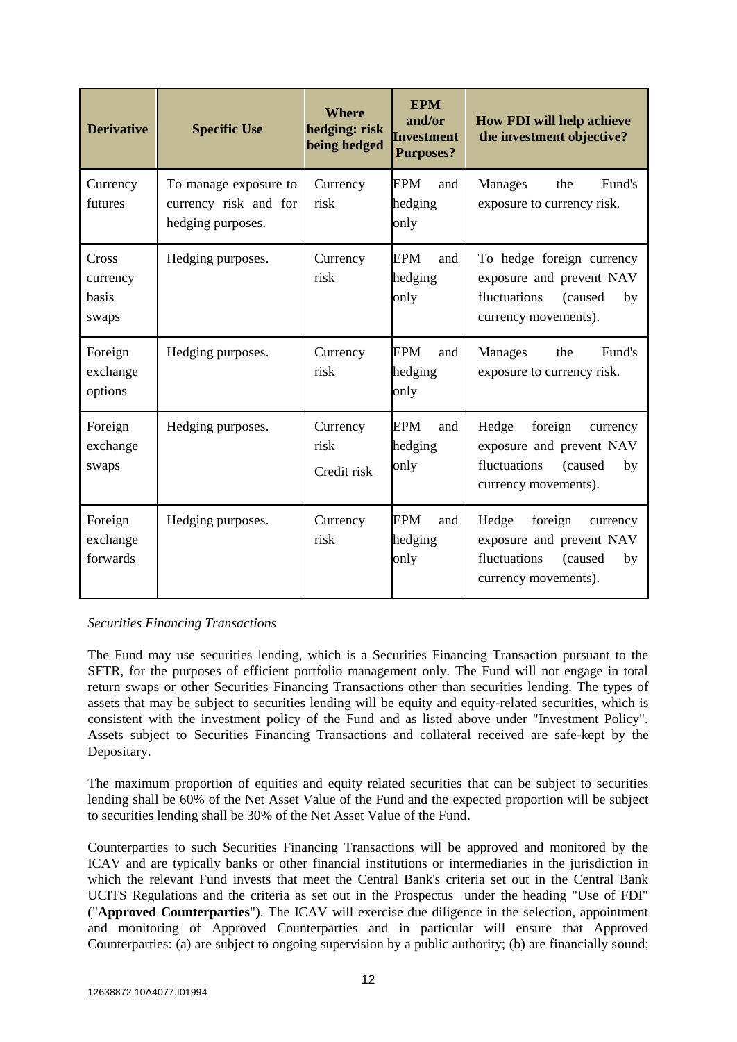| Derivative | Specific Use | Where hedging: risk being hedged | EPM and/or Investment Purposes? | How FDI will help achieve the investment objective? |
|---|---|---|---|---|
| Currency futures | To manage exposure to currency risk and for hedging purposes. | Currency risk | EPM and hedging only | Manages the Fund's exposure to currency risk. |
| Cross currency basis swaps | Hedging purposes. | Currency risk | EPM and hedging only | To hedge foreign currency exposure and prevent NAV fluctuations (caused by currency movements). |
| Foreign exchange options | Hedging purposes. | Currency risk | EPM and hedging only | Manages the Fund's exposure to currency risk. |
| Foreign exchange swaps | Hedging purposes. | Currency risk Credit risk | EPM and hedging only | Hedge foreign currency exposure and prevent NAV fluctuations (caused by currency movements). |
| Foreign exchange forwards | Hedging purposes. | Currency risk | EPM and hedging only | Hedge foreign currency exposure and prevent NAV fluctuations (caused by currency movements). |

*Securities Financing Transactions*

The Fund may use securities lending, which is a Securities Financing Transaction pursuant to the SFTR, for the purposes of efficient portfolio management only. The Fund will not engage in total return swaps or other Securities Financing Transactions other than securities lending. The types of assets that may be subject to securities lending will be equity and equity-related securities, which is consistent with the investment policy of the Fund and as listed above under "Investment Policy". Assets subject to Securities Financing Transactions and collateral received are safe-kept by the Depositary.

The maximum proportion of equities and equity related securities that can be subject to securities lending shall be 60% of the Net Asset Value of the Fund and the expected proportion will be subject to securities lending shall be 30% of the Net Asset Value of the Fund.

Counterparties to such Securities Financing Transactions will be approved and monitored by the ICAV and are typically banks or other financial institutions or intermediaries in the jurisdiction in which the relevant Fund invests that meet the Central Bank's criteria set out in the Central Bank UCITS Regulations and the criteria as set out in the Prospectus under the heading "Use of FDI" ("**Approved Counterparties**"). The ICAV will exercise due diligence in the selection, appointment and monitoring of Approved Counterparties and in particular will ensure that Approved Counterparties: (a) are subject to ongoing supervision by a public authority; (b) are financially sound;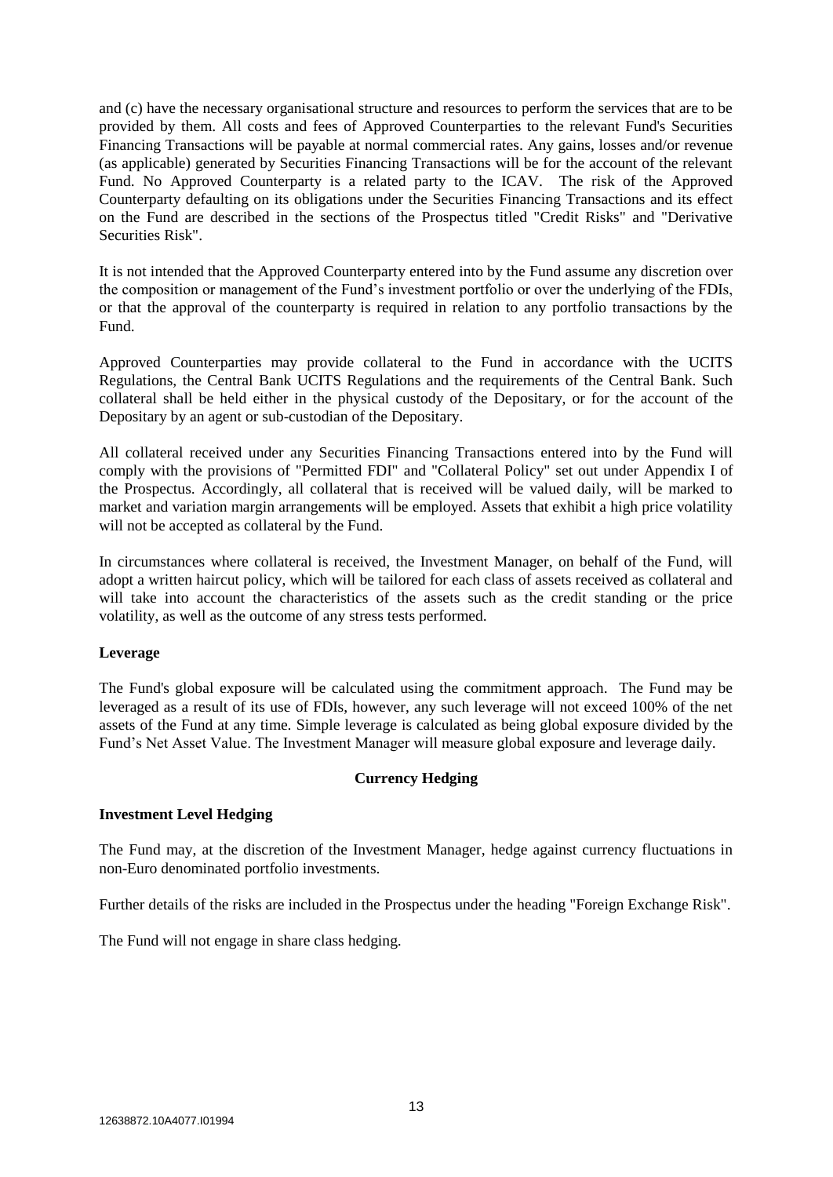and (c) have the necessary organisational structure and resources to perform the services that are to be provided by them. All costs and fees of Approved Counterparties to the relevant Fund's Securities Financing Transactions will be payable at normal commercial rates. Any gains, losses and/or revenue (as applicable) generated by Securities Financing Transactions will be for the account of the relevant Fund. No Approved Counterparty is a related party to the ICAV. The risk of the Approved Counterparty defaulting on its obligations under the Securities Financing Transactions and its effect on the Fund are described in the sections of the Prospectus titled "Credit Risks" and "Derivative Securities Risk".

It is not intended that the Approved Counterparty entered into by the Fund assume any discretion over the composition or management of the Fund's investment portfolio or over the underlying of the FDIs, or that the approval of the counterparty is required in relation to any portfolio transactions by the Fund.

Approved Counterparties may provide collateral to the Fund in accordance with the UCITS Regulations, the Central Bank UCITS Regulations and the requirements of the Central Bank. Such collateral shall be held either in the physical custody of the Depositary, or for the account of the Depositary by an agent or sub-custodian of the Depositary.

All collateral received under any Securities Financing Transactions entered into by the Fund will comply with the provisions of "Permitted FDI" and "Collateral Policy" set out under Appendix I of the Prospectus. Accordingly, all collateral that is received will be valued daily, will be marked to market and variation margin arrangements will be employed. Assets that exhibit a high price volatility will not be accepted as collateral by the Fund.

In circumstances where collateral is received, the Investment Manager, on behalf of the Fund, will adopt a written haircut policy, which will be tailored for each class of assets received as collateral and will take into account the characteristics of the assets such as the credit standing or the price volatility, as well as the outcome of any stress tests performed.

**Leverage**

The Fund's global exposure will be calculated using the commitment approach. The Fund may be leveraged as a result of its use of FDIs, however, any such leverage will not exceed 100% of the net assets of the Fund at any time. Simple leverage is calculated as being global exposure divided by the Fund's Net Asset Value. The Investment Manager will measure global exposure and leverage daily.

## Currency Hedging

**Investment Level Hedging**

The Fund may, at the discretion of the Investment Manager, hedge against currency fluctuations in non-Euro denominated portfolio investments.

Further details of the risks are included in the Prospectus under the heading "Foreign Exchange Risk".

The Fund will not engage in share class hedging.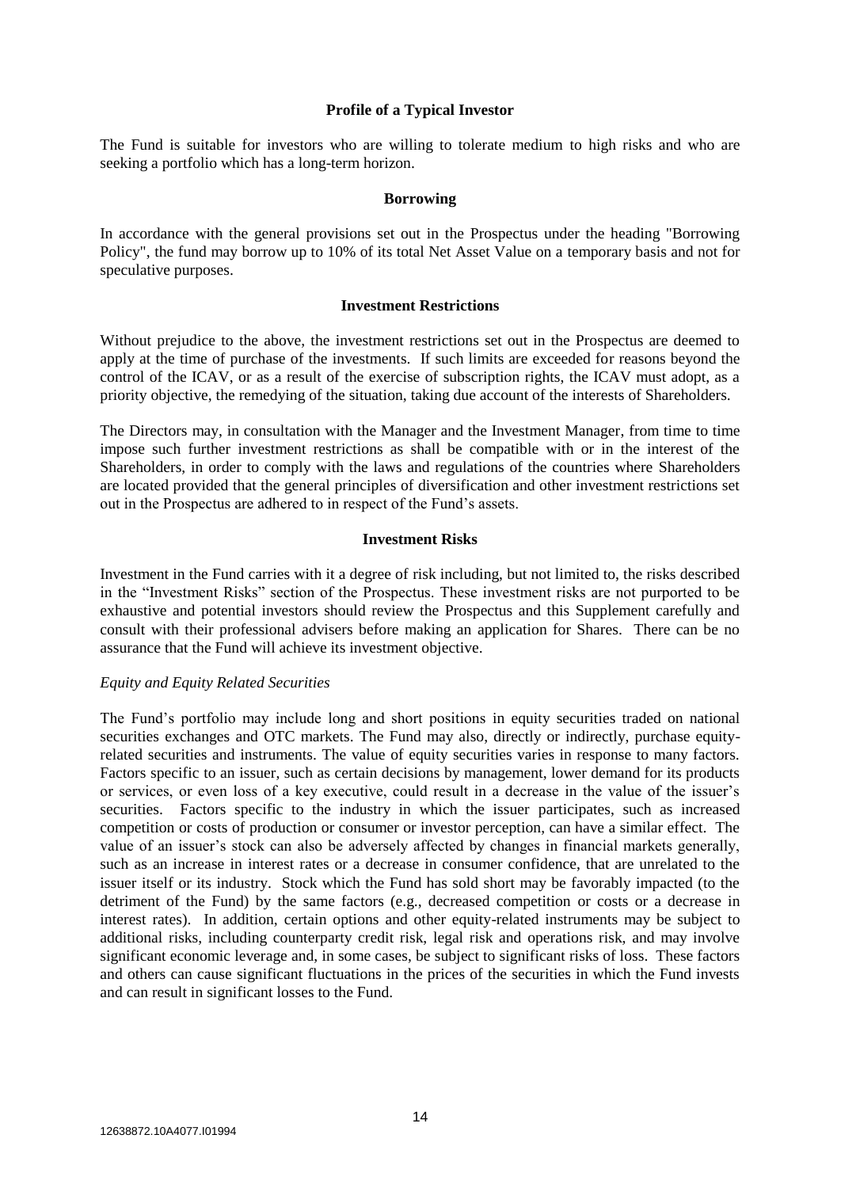### Profile of a Typical Investor

The Fund is suitable for investors who are willing to tolerate medium to high risks and who are seeking a portfolio which has a long-term horizon.

### Borrowing

In accordance with the general provisions set out in the Prospectus under the heading "Borrowing Policy", the fund may borrow up to 10% of its total Net Asset Value on a temporary basis and not for speculative purposes.

### Investment Restrictions

Without prejudice to the above, the investment restrictions set out in the Prospectus are deemed to apply at the time of purchase of the investments. If such limits are exceeded for reasons beyond the control of the ICAV, or as a result of the exercise of subscription rights, the ICAV must adopt, as a priority objective, the remedying of the situation, taking due account of the interests of Shareholders.

The Directors may, in consultation with the Manager and the Investment Manager, from time to time impose such further investment restrictions as shall be compatible with or in the interest of the Shareholders, in order to comply with the laws and regulations of the countries where Shareholders are located provided that the general principles of diversification and other investment restrictions set out in the Prospectus are adhered to in respect of the Fund's assets.

### Investment Risks

Investment in the Fund carries with it a degree of risk including, but not limited to, the risks described in the "Investment Risks" section of the Prospectus. These investment risks are not purported to be exhaustive and potential investors should review the Prospectus and this Supplement carefully and consult with their professional advisers before making an application for Shares. There can be no assurance that the Fund will achieve its investment objective.

*Equity and Equity Related Securities*

The Fund's portfolio may include long and short positions in equity securities traded on national securities exchanges and OTC markets. The Fund may also, directly or indirectly, purchase equity-related securities and instruments. The value of equity securities varies in response to many factors. Factors specific to an issuer, such as certain decisions by management, lower demand for its products or services, or even loss of a key executive, could result in a decrease in the value of the issuer's securities. Factors specific to the industry in which the issuer participates, such as increased competition or costs of production or consumer or investor perception, can have a similar effect. The value of an issuer's stock can also be adversely affected by changes in financial markets generally, such as an increase in interest rates or a decrease in consumer confidence, that are unrelated to the issuer itself or its industry. Stock which the Fund has sold short may be favorably impacted (to the detriment of the Fund) by the same factors (e.g., decreased competition or costs or a decrease in interest rates). In addition, certain options and other equity-related instruments may be subject to additional risks, including counterparty credit risk, legal risk and operations risk, and may involve significant economic leverage and, in some cases, be subject to significant risks of loss. These factors and others can cause significant fluctuations in the prices of the securities in which the Fund invests and can result in significant losses to the Fund.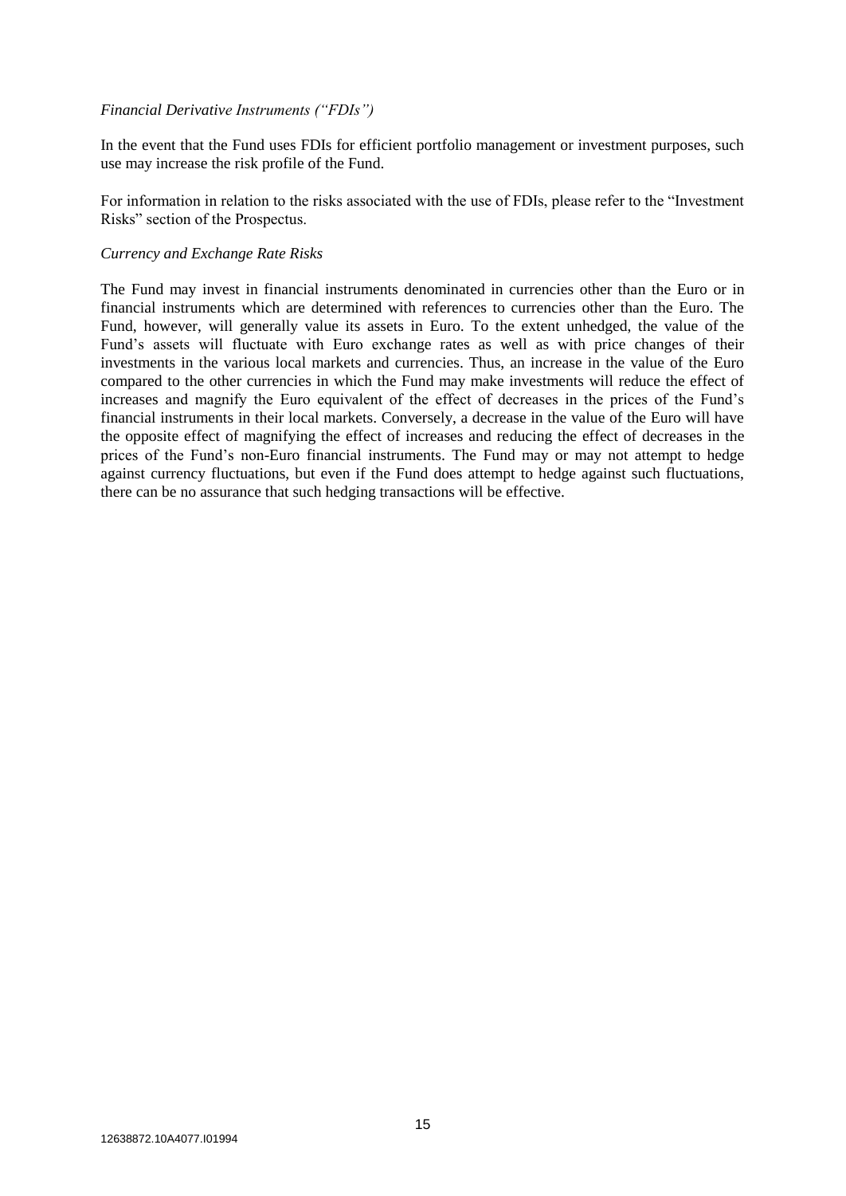*Financial Derivative Instruments ("FDIs")*

In the event that the Fund uses FDIs for efficient portfolio management or investment purposes, such use may increase the risk profile of the Fund.

For information in relation to the risks associated with the use of FDIs, please refer to the "Investment Risks" section of the Prospectus.

*Currency and Exchange Rate Risks*

The Fund may invest in financial instruments denominated in currencies other than the Euro or in financial instruments which are determined with references to currencies other than the Euro. The Fund, however, will generally value its assets in Euro. To the extent unhedged, the value of the Fund's assets will fluctuate with Euro exchange rates as well as with price changes of their investments in the various local markets and currencies. Thus, an increase in the value of the Euro compared to the other currencies in which the Fund may make investments will reduce the effect of increases and magnify the Euro equivalent of the effect of decreases in the prices of the Fund's financial instruments in their local markets. Conversely, a decrease in the value of the Euro will have the opposite effect of magnifying the effect of increases and reducing the effect of decreases in the prices of the Fund's non-Euro financial instruments. The Fund may or may not attempt to hedge against currency fluctuations, but even if the Fund does attempt to hedge against such fluctuations, there can be no assurance that such hedging transactions will be effective.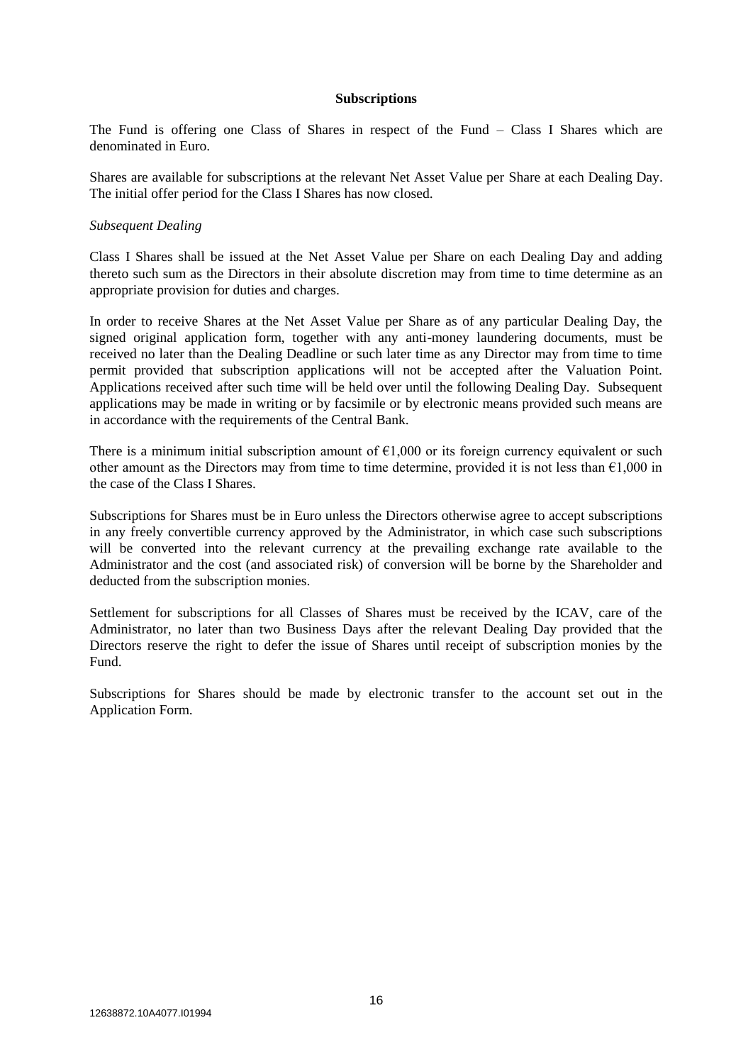## Subscriptions

The Fund is offering one Class of Shares in respect of the Fund – Class I Shares which are denominated in Euro.

Shares are available for subscriptions at the relevant Net Asset Value per Share at each Dealing Day. The initial offer period for the Class I Shares has now closed.

*Subsequent Dealing*

Class I Shares shall be issued at the Net Asset Value per Share on each Dealing Day and adding thereto such sum as the Directors in their absolute discretion may from time to time determine as an appropriate provision for duties and charges.

In order to receive Shares at the Net Asset Value per Share as of any particular Dealing Day, the signed original application form, together with any anti-money laundering documents, must be received no later than the Dealing Deadline or such later time as any Director may from time to time permit provided that subscription applications will not be accepted after the Valuation Point. Applications received after such time will be held over until the following Dealing Day. Subsequent applications may be made in writing or by facsimile or by electronic means provided such means are in accordance with the requirements of the Central Bank.

There is a minimum initial subscription amount of €1,000 or its foreign currency equivalent or such other amount as the Directors may from time to time determine, provided it is not less than €1,000 in the case of the Class I Shares.

Subscriptions for Shares must be in Euro unless the Directors otherwise agree to accept subscriptions in any freely convertible currency approved by the Administrator, in which case such subscriptions will be converted into the relevant currency at the prevailing exchange rate available to the Administrator and the cost (and associated risk) of conversion will be borne by the Shareholder and deducted from the subscription monies.

Settlement for subscriptions for all Classes of Shares must be received by the ICAV, care of the Administrator, no later than two Business Days after the relevant Dealing Day provided that the Directors reserve the right to defer the issue of Shares until receipt of subscription monies by the Fund.

Subscriptions for Shares should be made by electronic transfer to the account set out in the Application Form.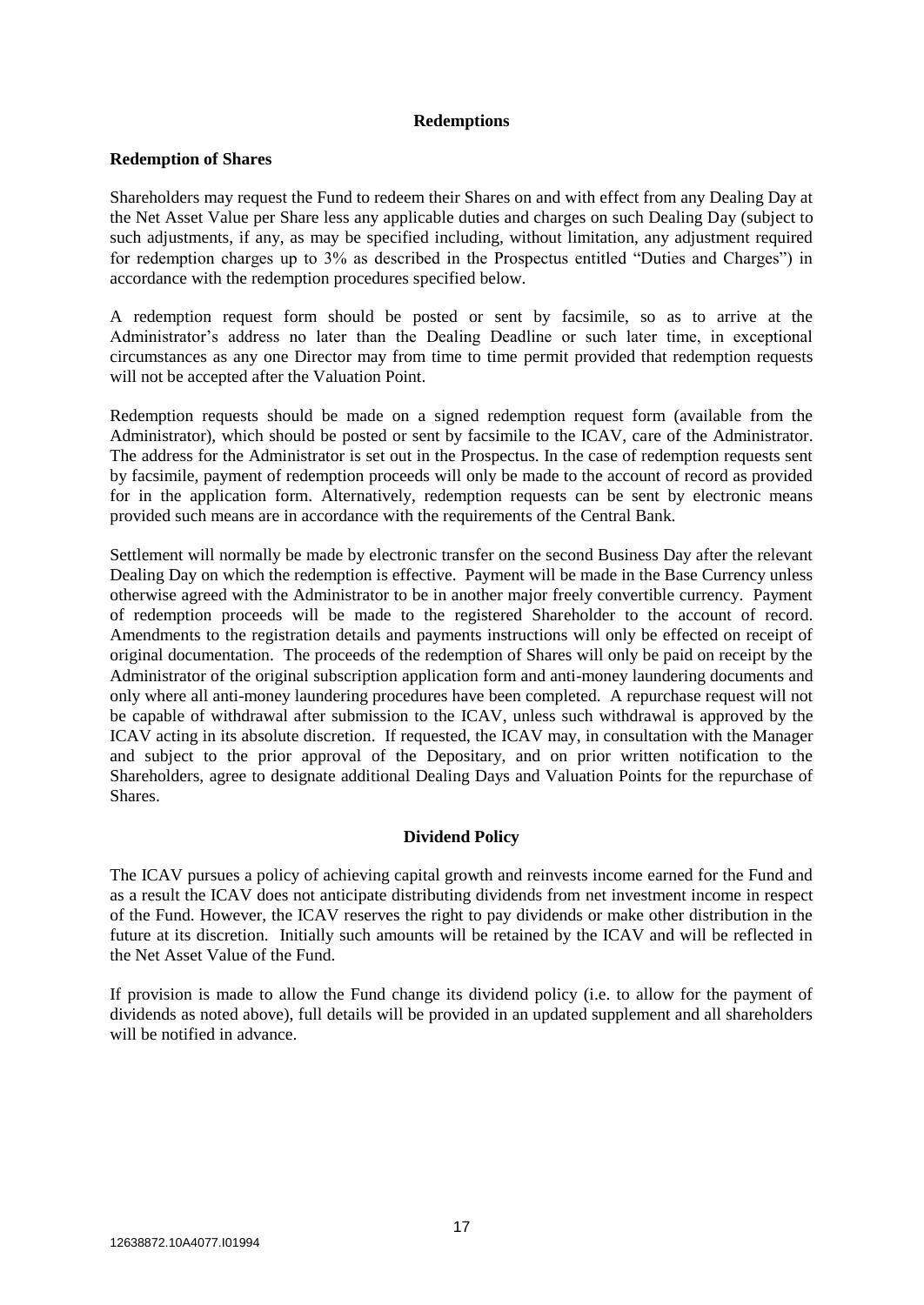## Redemptions

### Redemption of Shares

Shareholders may request the Fund to redeem their Shares on and with effect from any Dealing Day at the Net Asset Value per Share less any applicable duties and charges on such Dealing Day (subject to such adjustments, if any, as may be specified including, without limitation, any adjustment required for redemption charges up to 3% as described in the Prospectus entitled "Duties and Charges") in accordance with the redemption procedures specified below.

A redemption request form should be posted or sent by facsimile, so as to arrive at the Administrator's address no later than the Dealing Deadline or such later time, in exceptional circumstances as any one Director may from time to time permit provided that redemption requests will not be accepted after the Valuation Point.

Redemption requests should be made on a signed redemption request form (available from the Administrator), which should be posted or sent by facsimile to the ICAV, care of the Administrator. The address for the Administrator is set out in the Prospectus. In the case of redemption requests sent by facsimile, payment of redemption proceeds will only be made to the account of record as provided for in the application form. Alternatively, redemption requests can be sent by electronic means provided such means are in accordance with the requirements of the Central Bank.

Settlement will normally be made by electronic transfer on the second Business Day after the relevant Dealing Day on which the redemption is effective. Payment will be made in the Base Currency unless otherwise agreed with the Administrator to be in another major freely convertible currency. Payment of redemption proceeds will be made to the registered Shareholder to the account of record. Amendments to the registration details and payments instructions will only be effected on receipt of original documentation. The proceeds of the redemption of Shares will only be paid on receipt by the Administrator of the original subscription application form and anti-money laundering documents and only where all anti-money laundering procedures have been completed. A repurchase request will not be capable of withdrawal after submission to the ICAV, unless such withdrawal is approved by the ICAV acting in its absolute discretion. If requested, the ICAV may, in consultation with the Manager and subject to the prior approval of the Depositary, and on prior written notification to the Shareholders, agree to designate additional Dealing Days and Valuation Points for the repurchase of Shares.

## Dividend Policy

The ICAV pursues a policy of achieving capital growth and reinvests income earned for the Fund and as a result the ICAV does not anticipate distributing dividends from net investment income in respect of the Fund. However, the ICAV reserves the right to pay dividends or make other distribution in the future at its discretion. Initially such amounts will be retained by the ICAV and will be reflected in the Net Asset Value of the Fund.

If provision is made to allow the Fund change its dividend policy (i.e. to allow for the payment of dividends as noted above), full details will be provided in an updated supplement and all shareholders will be notified in advance.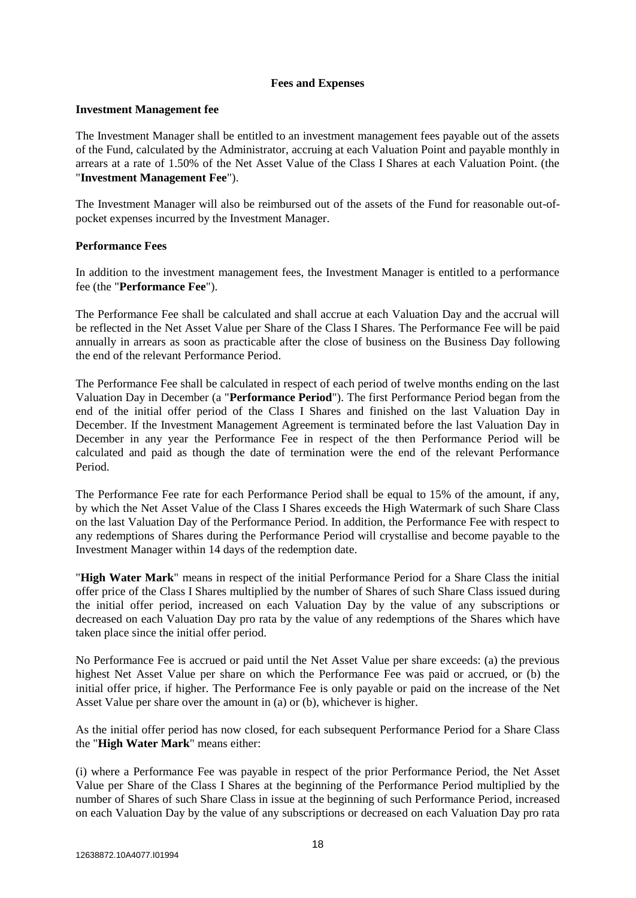## Fees and Expenses

**Investment Management fee**

The Investment Manager shall be entitled to an investment management fees payable out of the assets of the Fund, calculated by the Administrator, accruing at each Valuation Point and payable monthly in arrears at a rate of 1.50% of the Net Asset Value of the Class I Shares at each Valuation Point. (the "**Investment Management Fee**").

The Investment Manager will also be reimbursed out of the assets of the Fund for reasonable out-of-pocket expenses incurred by the Investment Manager.

**Performance Fees**

In addition to the investment management fees, the Investment Manager is entitled to a performance fee (the "**Performance Fee**").

The Performance Fee shall be calculated and shall accrue at each Valuation Day and the accrual will be reflected in the Net Asset Value per Share of the Class I Shares. The Performance Fee will be paid annually in arrears as soon as practicable after the close of business on the Business Day following the end of the relevant Performance Period.

The Performance Fee shall be calculated in respect of each period of twelve months ending on the last Valuation Day in December (a "**Performance Period**"). The first Performance Period began from the end of the initial offer period of the Class I Shares and finished on the last Valuation Day in December. If the Investment Management Agreement is terminated before the last Valuation Day in December in any year the Performance Fee in respect of the then Performance Period will be calculated and paid as though the date of termination were the end of the relevant Performance Period.

The Performance Fee rate for each Performance Period shall be equal to 15% of the amount, if any, by which the Net Asset Value of the Class I Shares exceeds the High Watermark of such Share Class on the last Valuation Day of the Performance Period. In addition, the Performance Fee with respect to any redemptions of Shares during the Performance Period will crystallise and become payable to the Investment Manager within 14 days of the redemption date.

"**High Water Mark**" means in respect of the initial Performance Period for a Share Class the initial offer price of the Class I Shares multiplied by the number of Shares of such Share Class issued during the initial offer period, increased on each Valuation Day by the value of any subscriptions or decreased on each Valuation Day pro rata by the value of any redemptions of the Shares which have taken place since the initial offer period.

No Performance Fee is accrued or paid until the Net Asset Value per share exceeds: (a) the previous highest Net Asset Value per share on which the Performance Fee was paid or accrued, or (b) the initial offer price, if higher. The Performance Fee is only payable or paid on the increase of the Net Asset Value per share over the amount in (a) or (b), whichever is higher.

As the initial offer period has now closed, for each subsequent Performance Period for a Share Class the "**High Water Mark**" means either:

(i) where a Performance Fee was payable in respect of the prior Performance Period, the Net Asset Value per Share of the Class I Shares at the beginning of the Performance Period multiplied by the number of Shares of such Share Class in issue at the beginning of such Performance Period, increased on each Valuation Day by the value of any subscriptions or decreased on each Valuation Day pro rata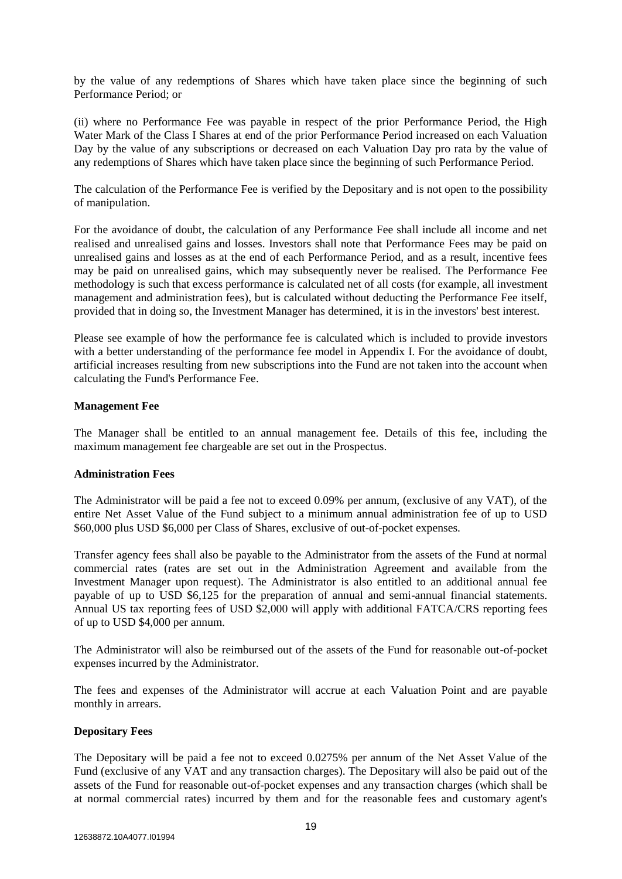by the value of any redemptions of Shares which have taken place since the beginning of such Performance Period; or

(ii) where no Performance Fee was payable in respect of the prior Performance Period, the High Water Mark of the Class I Shares at end of the prior Performance Period increased on each Valuation Day by the value of any subscriptions or decreased on each Valuation Day pro rata by the value of any redemptions of Shares which have taken place since the beginning of such Performance Period.

The calculation of the Performance Fee is verified by the Depositary and is not open to the possibility of manipulation.

For the avoidance of doubt, the calculation of any Performance Fee shall include all income and net realised and unrealised gains and losses. Investors shall note that Performance Fees may be paid on unrealised gains and losses as at the end of each Performance Period, and as a result, incentive fees may be paid on unrealised gains, which may subsequently never be realised. The Performance Fee methodology is such that excess performance is calculated net of all costs (for example, all investment management and administration fees), but is calculated without deducting the Performance Fee itself, provided that in doing so, the Investment Manager has determined, it is in the investors' best interest.

Please see example of how the performance fee is calculated which is included to provide investors with a better understanding of the performance fee model in Appendix I. For the avoidance of doubt, artificial increases resulting from new subscriptions into the Fund are not taken into the account when calculating the Fund's Performance Fee.

**Management Fee**

The Manager shall be entitled to an annual management fee. Details of this fee, including the maximum management fee chargeable are set out in the Prospectus.

**Administration Fees**

The Administrator will be paid a fee not to exceed 0.09% per annum, (exclusive of any VAT), of the entire Net Asset Value of the Fund subject to a minimum annual administration fee of up to USD $60,000 plus USD $6,000 per Class of Shares, exclusive of out-of-pocket expenses.

Transfer agency fees shall also be payable to the Administrator from the assets of the Fund at normal commercial rates (rates are set out in the Administration Agreement and available from the Investment Manager upon request). The Administrator is also entitled to an additional annual fee payable of up to USD $6,125 for the preparation of annual and semi-annual financial statements. Annual US tax reporting fees of USD $2,000 will apply with additional FATCA/CRS reporting fees of up to USD $4,000 per annum.

The Administrator will also be reimbursed out of the assets of the Fund for reasonable out-of-pocket expenses incurred by the Administrator.

The fees and expenses of the Administrator will accrue at each Valuation Point and are payable monthly in arrears.

**Depositary Fees**

The Depositary will be paid a fee not to exceed 0.0275% per annum of the Net Asset Value of the Fund (exclusive of any VAT and any transaction charges). The Depositary will also be paid out of the assets of the Fund for reasonable out-of-pocket expenses and any transaction charges (which shall be at normal commercial rates) incurred by them and for the reasonable fees and customary agent's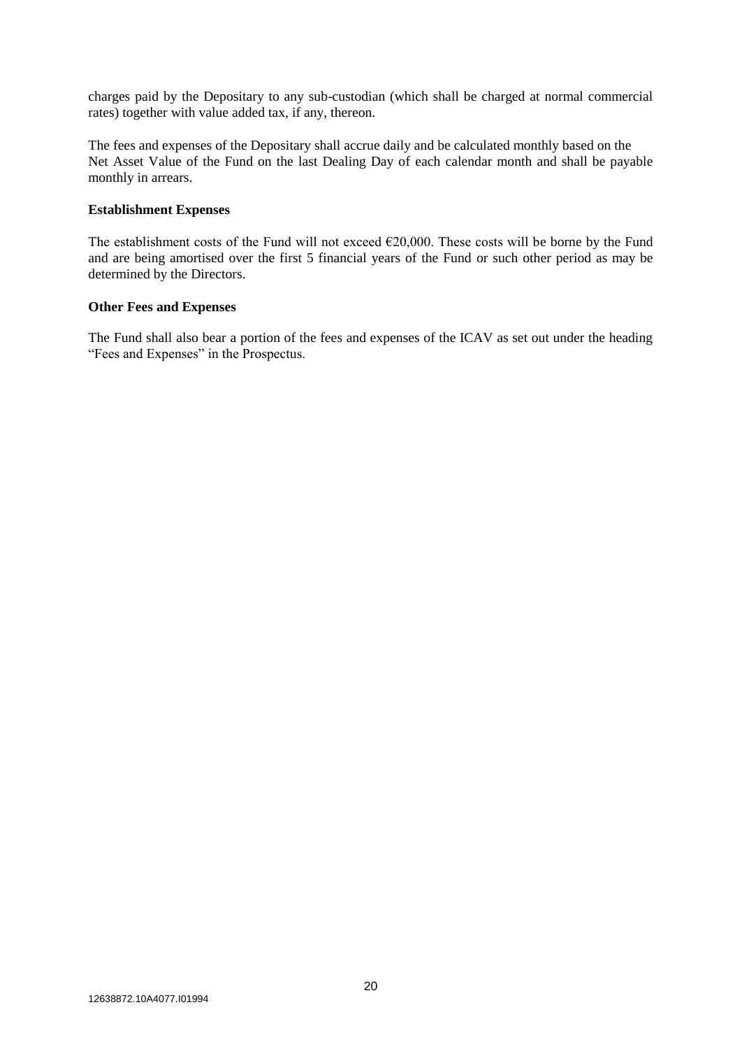charges paid by the Depositary to any sub-custodian (which shall be charged at normal commercial rates) together with value added tax, if any, thereon.

The fees and expenses of the Depositary shall accrue daily and be calculated monthly based on the Net Asset Value of the Fund on the last Dealing Day of each calendar month and shall be payable monthly in arrears.

**Establishment Expenses**

The establishment costs of the Fund will not exceed €20,000. These costs will be borne by the Fund and are being amortised over the first 5 financial years of the Fund or such other period as may be determined by the Directors.

**Other Fees and Expenses**

The Fund shall also bear a portion of the fees and expenses of the ICAV as set out under the heading "Fees and Expenses" in the Prospectus.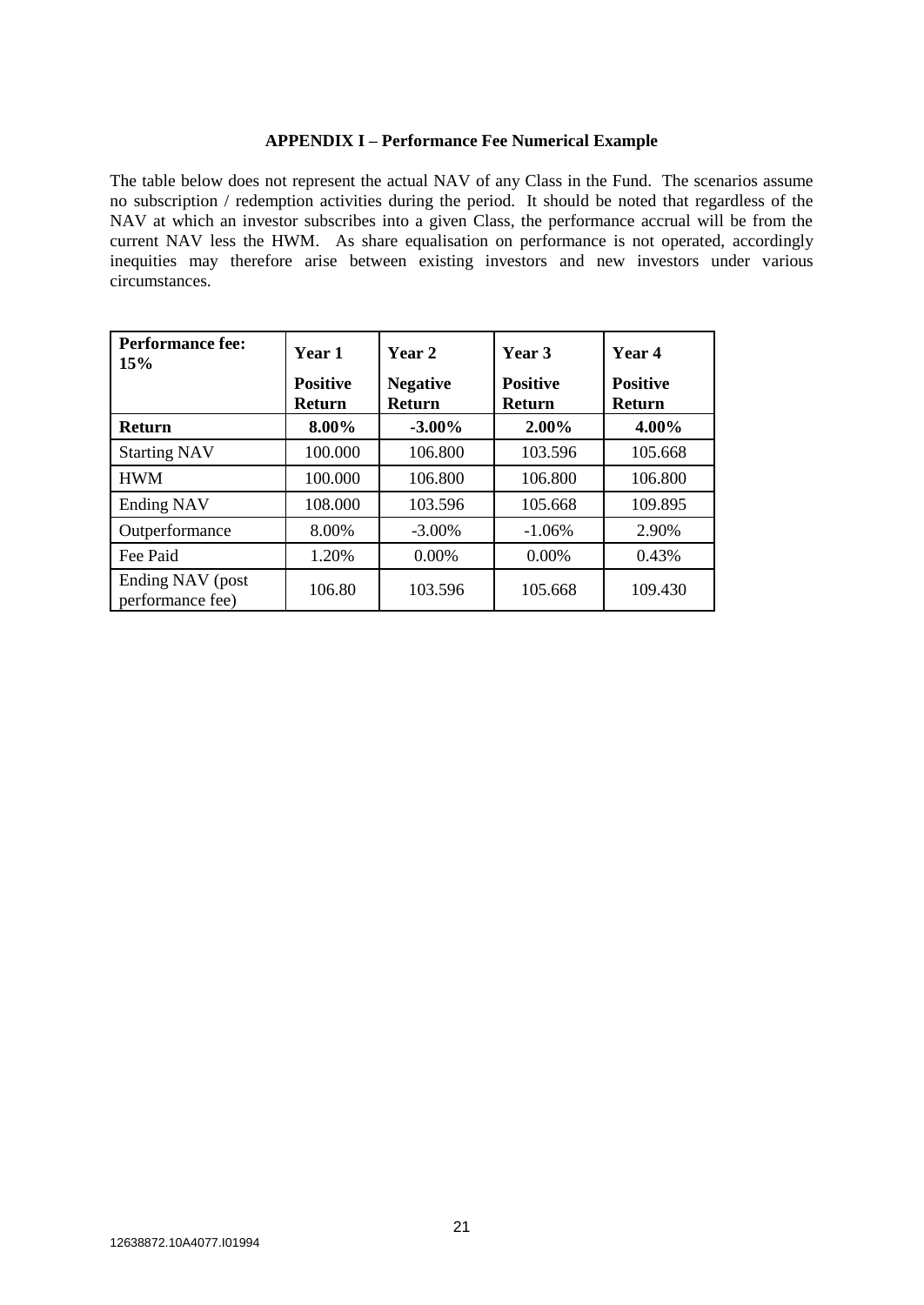**APPENDIX I – Performance Fee Numerical Example**

The table below does not represent the actual NAV of any Class in the Fund. The scenarios assume no subscription / redemption activities during the period. It should be noted that regardless of the NAV at which an investor subscribes into a given Class, the performance accrual will be from the current NAV less the HWM. As share equalisation on performance is not operated, accordingly inequities may therefore arise between existing investors and new investors under various circumstances.

| **Performance fee: 15%** | **Year 1** **Positive Return** | **Year 2** **Negative Return** | **Year 3** **Positive Return** | **Year 4** **Positive Return** |
|---|---|---|---|---|
| **Return** | **8.00%** | **-3.00%** | **2.00%** | **4.00%** |
| Starting NAV | 100.000 | 106.800 | 103.596 | 105.668 |
| HWM | 100.000 | 106.800 | 106.800 | 106.800 |
| Ending NAV | 108.000 | 103.596 | 105.668 | 109.895 |
| Outperformance | 8.00% | -3.00% | -1.06% | 2.90% |
| Fee Paid | 1.20% | 0.00% | 0.00% | 0.43% |
| Ending NAV (post performance fee) | 106.80 | 103.596 | 105.668 | 109.430 |

12638872.10A4077.I01994